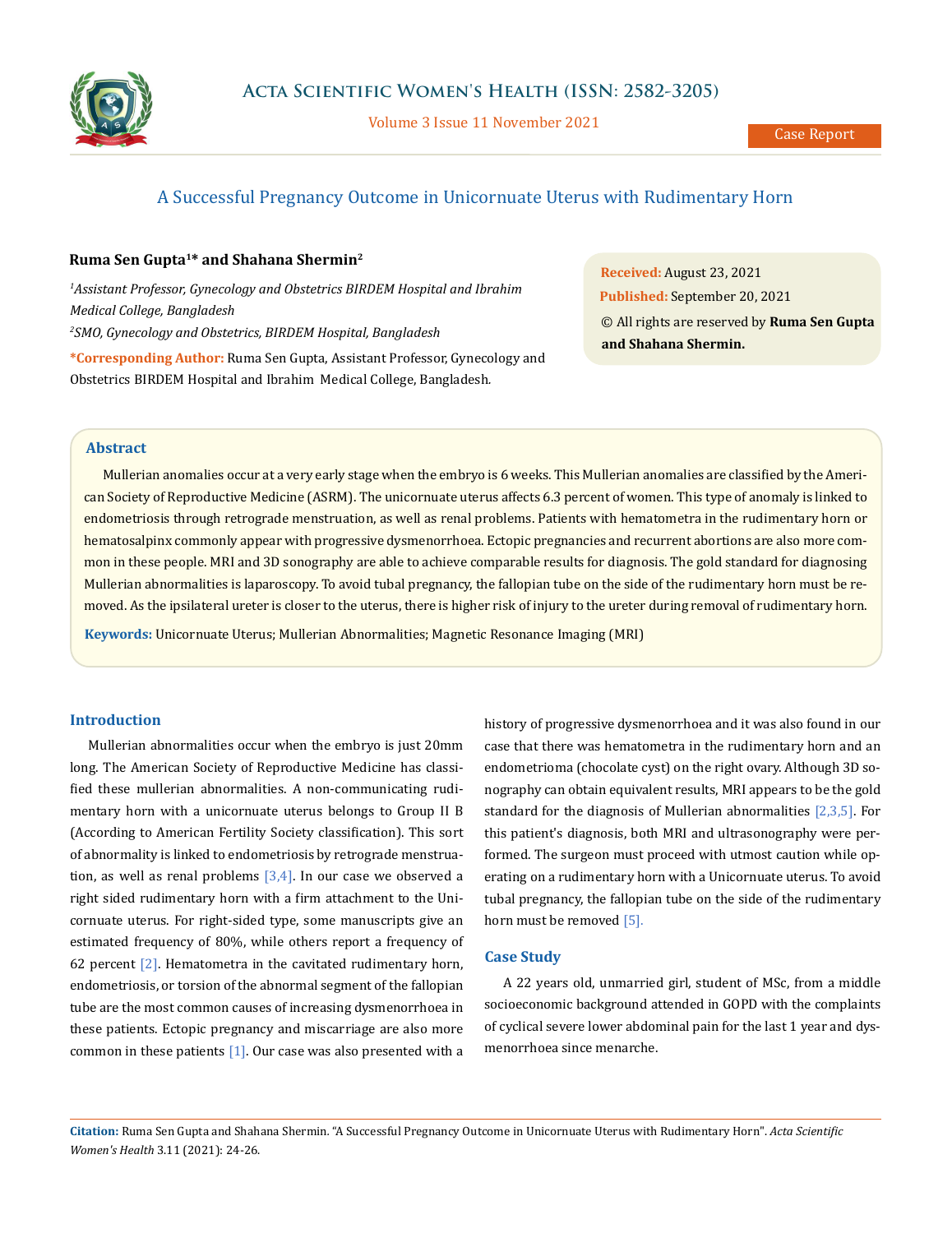# A Successful Pregnancy Outcome in Unicornuate Uterus with Rudimentary Horn

**Ruma Sen Gupta[1]* and Shahana Shermin[2]**

*[1]Assistant Professor, Gynecology and Obstetrics BIRDEM Hospital and Ibrahim Medical College, Bangladesh*

*[2]SMO, Gynecology and Obstetrics, BIRDEM Hospital, Bangladesh*

***Corresponding Author:** Ruma Sen Gupta, Assistant Professor, Gynecology and Obstetrics BIRDEM Hospital and Ibrahim Medical College, Bangladesh.

**Received:** August 23, 2021
**Published:** September 20, 2021
© All rights are reserved by **Ruma Sen Gupta and Shahana Shermin.**

## Abstract

Mullerian anomalies occur at a very early stage when the embryo is 6 weeks. This Mullerian anomalies are classified by the American Society of Reproductive Medicine (ASRM). The unicornuate uterus affects 6.3 percent of women. This type of anomaly is linked to endometriosis through retrograde menstruation, as well as renal problems. Patients with hematometra in the rudimentary horn or hematosalpinx commonly appear with progressive dysmenorrhoea. Ectopic pregnancies and recurrent abortions are also more common in these people. MRI and 3D sonography are able to achieve comparable results for diagnosis. The gold standard for diagnosing Mullerian abnormalities is laparoscopy. To avoid tubal pregnancy, the fallopian tube on the side of the rudimentary horn must be removed. As the ipsilateral ureter is closer to the uterus, there is higher risk of injury to the ureter during removal of rudimentary horn.

**Keywords:** Unicornuate Uterus; Mullerian Abnormalities; Magnetic Resonance Imaging (MRI)

## Introduction

Mullerian abnormalities occur when the embryo is just 20mm long. The American Society of Reproductive Medicine has classified these mullerian abnormalities. A non-communicating rudimentary horn with a unicornuate uterus belongs to Group II B (According to American Fertility Society classification). This sort of abnormality is linked to endometriosis by retrograde menstruation, as well as renal problems [3,4]. In our case we observed a right sided rudimentary horn with a firm attachment to the Unicornuate uterus. For right-sided type, some manuscripts give an estimated frequency of 80%, while others report a frequency of 62 percent [2]. Hematometra in the cavitated rudimentary horn, endometriosis, or torsion of the abnormal segment of the fallopian tube are the most common causes of increasing dysmenorrhoea in these patients. Ectopic pregnancy and miscarriage are also more common in these patients [1]. Our case was also presented with a history of progressive dysmenorrhoea and it was also found in our case that there was hematometra in the rudimentary horn and an endometrioma (chocolate cyst) on the right ovary. Although 3D sonography can obtain equivalent results, MRI appears to be the gold standard for the diagnosis of Mullerian abnormalities [2,3,5]. For this patient's diagnosis, both MRI and ultrasonography were performed. The surgeon must proceed with utmost caution while operating on a rudimentary horn with a Unicornuate uterus. To avoid tubal pregnancy, the fallopian tube on the side of the rudimentary horn must be removed [5].

## Case Study

A 22 years old, unmarried girl, student of MSc, from a middle socioeconomic background attended in GOPD with the complaints of cyclical severe lower abdominal pain for the last 1 year and dysmenorrhoea since menarche.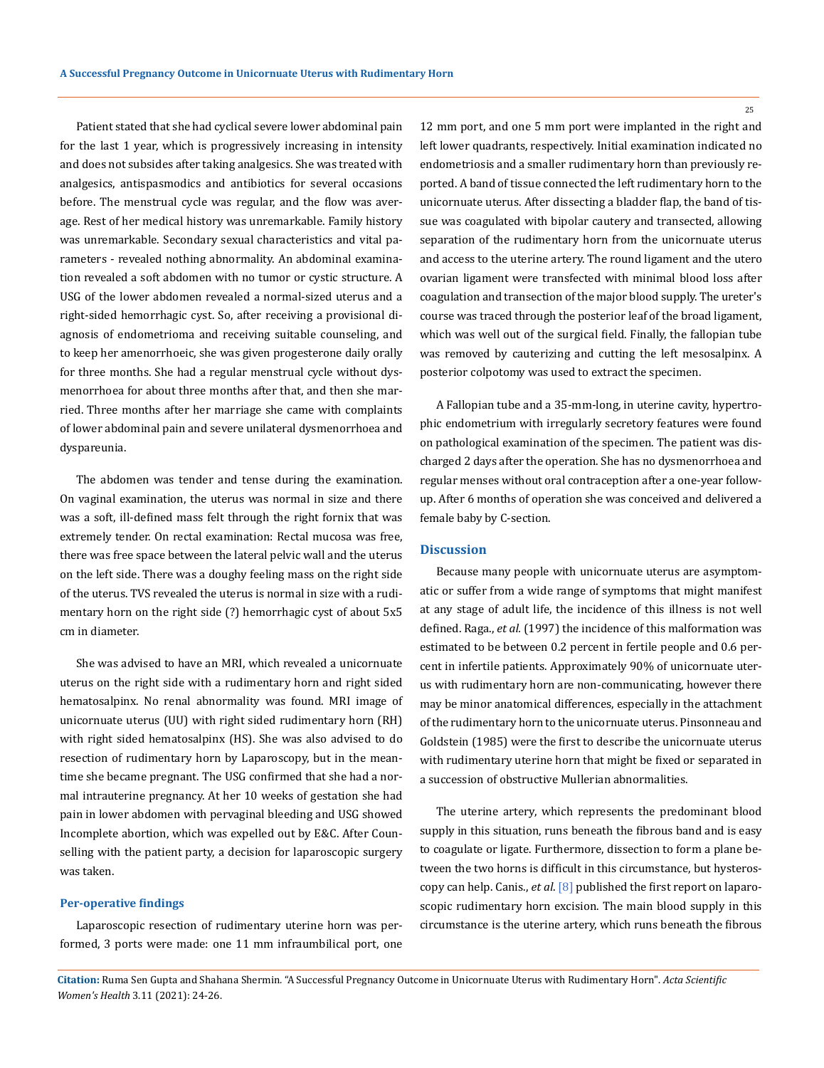Patient stated that she had cyclical severe lower abdominal pain for the last 1 year, which is progressively increasing in intensity and does not subsides after taking analgesics. She was treated with analgesics, antispasmodics and antibiotics for several occasions before. The menstrual cycle was regular, and the flow was average. Rest of her medical history was unremarkable. Family history was unremarkable. Secondary sexual characteristics and vital parameters - revealed nothing abnormality. An abdominal examination revealed a soft abdomen with no tumor or cystic structure. A USG of the lower abdomen revealed a normal-sized uterus and a right-sided hemorrhagic cyst. So, after receiving a provisional diagnosis of endometrioma and receiving suitable counseling, and to keep her amenorrhoeic, she was given progesterone daily orally for three months. She had a regular menstrual cycle without dysmenorrhoea for about three months after that, and then she married. Three months after her marriage she came with complaints of lower abdominal pain and severe unilateral dysmenorrhoea and dyspareunia.

The abdomen was tender and tense during the examination. On vaginal examination, the uterus was normal in size and there was a soft, ill-defined mass felt through the right fornix that was extremely tender. On rectal examination: Rectal mucosa was free, there was free space between the lateral pelvic wall and the uterus on the left side. There was a doughy feeling mass on the right side of the uterus. TVS revealed the uterus is normal in size with a rudimentary horn on the right side (?) hemorrhagic cyst of about 5x5 cm in diameter.

She was advised to have an MRI, which revealed a unicornuate uterus on the right side with a rudimentary horn and right sided hematosalpinx. No renal abnormality was found. MRI image of unicornuate uterus (UU) with right sided rudimentary horn (RH) with right sided hematosalpinx (HS). She was also advised to do resection of rudimentary horn by Laparoscopy, but in the meantime she became pregnant. The USG confirmed that she had a normal intrauterine pregnancy. At her 10 weeks of gestation she had pain in lower abdomen with pervaginal bleeding and USG showed Incomplete abortion, which was expelled out by E&C. After Counselling with the patient party, a decision for laparoscopic surgery was taken.

### Per-operative findings

Laparoscopic resection of rudimentary uterine horn was performed, 3 ports were made: one 11 mm infraumbilical port, one 12 mm port, and one 5 mm port were implanted in the right and left lower quadrants, respectively. Initial examination indicated no endometriosis and a smaller rudimentary horn than previously reported. A band of tissue connected the left rudimentary horn to the unicornuate uterus. After dissecting a bladder flap, the band of tissue was coagulated with bipolar cautery and transected, allowing separation of the rudimentary horn from the unicornuate uterus and access to the uterine artery. The round ligament and the utero ovarian ligament were transfected with minimal blood loss after coagulation and transection of the major blood supply. The ureter's course was traced through the posterior leaf of the broad ligament, which was well out of the surgical field. Finally, the fallopian tube was removed by cauterizing and cutting the left mesosalpinx. A posterior colpotomy was used to extract the specimen.

A Fallopian tube and a 35-mm-long, in uterine cavity, hypertrophic endometrium with irregularly secretory features were found on pathological examination of the specimen. The patient was discharged 2 days after the operation. She has no dysmenorrhoea and regular menses without oral contraception after a one-year follow-up. After 6 months of operation she was conceived and delivered a female baby by C-section.

## Discussion

Because many people with unicornuate uterus are asymptomatic or suffer from a wide range of symptoms that might manifest at any stage of adult life, the incidence of this illness is not well defined. Raga., *et al.* (1997) the incidence of this malformation was estimated to be between 0.2 percent in fertile people and 0.6 percent in infertile patients. Approximately 90% of unicornuate uterus with rudimentary horn are non-communicating, however there may be minor anatomical differences, especially in the attachment of the rudimentary horn to the unicornuate uterus. Pinsonneau and Goldstein (1985) were the first to describe the unicornuate uterus with rudimentary uterine horn that might be fixed or separated in a succession of obstructive Mullerian abnormalities.

The uterine artery, which represents the predominant blood supply in this situation, runs beneath the fibrous band and is easy to coagulate or ligate. Furthermore, dissection to form a plane between the two horns is difficult in this circumstance, but hysteroscopy can help. Canis., *et al.* [8] published the first report on laparoscopic rudimentary horn excision. The main blood supply in this circumstance is the uterine artery, which runs beneath the fibrous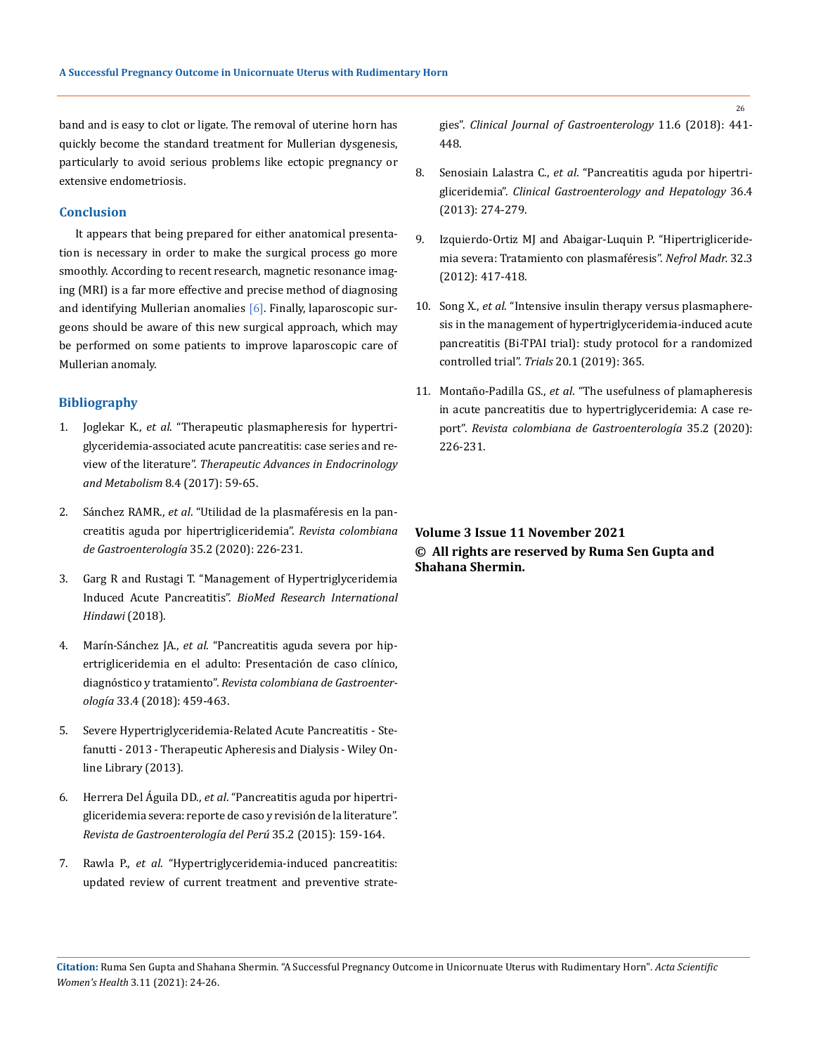band and is easy to clot or ligate. The removal of uterine horn has quickly become the standard treatment for Mullerian dysgenesis, particularly to avoid serious problems like ectopic pregnancy or extensive endometriosis.

## Conclusion

It appears that being prepared for either anatomical presentation is necessary in order to make the surgical process go more smoothly. According to recent research, magnetic resonance imaging (MRI) is a far more effective and precise method of diagnosing and identifying Mullerian anomalies [6]. Finally, laparoscopic surgeons should be aware of this new surgical approach, which may be performed on some patients to improve laparoscopic care of Mullerian anomaly.

## Bibliography

1. Joglekar K., *et al*. "Therapeutic plasmapheresis for hypertriglyceridemia-associated acute pancreatitis: case series and review of the literature". *Therapeutic Advances in Endocrinology and Metabolism* 8.4 (2017): 59-65.
2. Sánchez RAMR., *et al*. "Utilidad de la plasmaféresis en la pancreatitis aguda por hipertrigliceridemia". *Revista colombiana de Gastroenterología* 35.2 (2020): 226-231.
3. Garg R and Rustagi T. "Management of Hypertriglyceridemia Induced Acute Pancreatitis". *BioMed Research International Hindawi* (2018).
4. Marín-Sánchez JA., *et al*. "Pancreatitis aguda severa por hipertrigliceridemia en el adulto: Presentación de caso clínico, diagnóstico y tratamiento". *Revista colombiana de Gastroenterología* 33.4 (2018): 459-463.
5. Severe Hypertriglyceridemia-Related Acute Pancreatitis - Stefanutti - 2013 - Therapeutic Apheresis and Dialysis - Wiley Online Library (2013).
6. Herrera Del Águila DD., *et al*. "Pancreatitis aguda por hipertrigliceridemia severa: reporte de caso y revisión de la literature". *Revista de Gastroenterología del Perú* 35.2 (2015): 159-164.
7. Rawla P., *et al*. "Hypertriglyceridemia-induced pancreatitis: updated review of current treatment and preventive strategies". *Clinical Journal of Gastroenterology* 11.6 (2018): 441-448.
8. Senosiain Lalastra C., *et al*. "Pancreatitis aguda por hipertrigliceridemia". *Clinical Gastroenterology and Hepatology* 36.4 (2013): 274-279.
9. Izquierdo-Ortiz MJ and Abaigar-Luquin P. "Hipertrigliceridemia severa: Tratamiento con plasmaféresis". *Nefrol Madr.* 32.3 (2012): 417-418.
10. Song X., *et al*. "Intensive insulin therapy versus plasmapheresis in the management of hypertriglyceridemia-induced acute pancreatitis (Bi-TPAI trial): study protocol for a randomized controlled trial". *Trials* 20.1 (2019): 365.
11. Montaño-Padilla GS., *et al*. "The usefulness of plamapheresis in acute pancreatitis due to hypertriglyceridemia: A case report". *Revista colombiana de Gastroenterología* 35.2 (2020): 226-231.

**Volume 3 Issue 11 November 2021**
**© All rights are reserved by Ruma Sen Gupta and Shahana Shermin.**